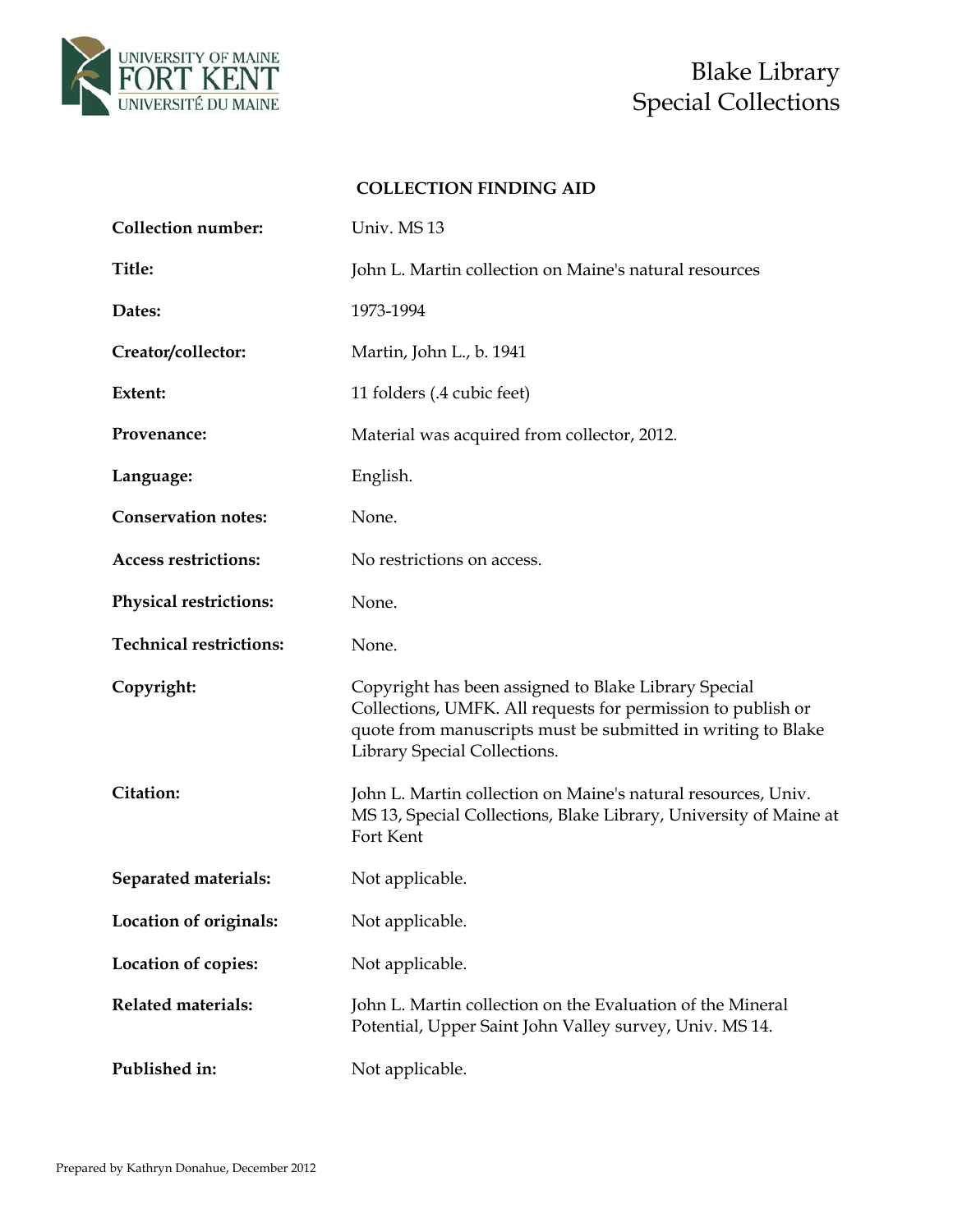UNIVERSITY OF MAINE
FORT KENT
UNIVERSITÉ DU MAINE

Blake Library
Special Collections

## COLLECTION FINDING AID

**Collection number:** Univ. MS 13

**Title:** John L. Martin collection on Maine's natural resources

**Dates:** 1973-1994

**Creator/collector:** Martin, John L., b. 1941

**Extent:** 11 folders (.4 cubic feet)

**Provenance:** Material was acquired from collector, 2012.

**Language:** English.

**Conservation notes:** None.

**Access restrictions:** No restrictions on access.

**Physical restrictions:** None.

**Technical restrictions:** None.

**Copyright:** Copyright has been assigned to Blake Library Special Collections, UMFK. All requests for permission to publish or quote from manuscripts must be submitted in writing to Blake Library Special Collections.

**Citation:** John L. Martin collection on Maine's natural resources, Univ. MS 13, Special Collections, Blake Library, University of Maine at Fort Kent

**Separated materials:** Not applicable.

**Location of originals:** Not applicable.

**Location of copies:** Not applicable.

**Related materials:** John L. Martin collection on the Evaluation of the Mineral Potential, Upper Saint John Valley survey, Univ. MS 14.

**Published in:** Not applicable.

Prepared by Kathryn Donahue, December 2012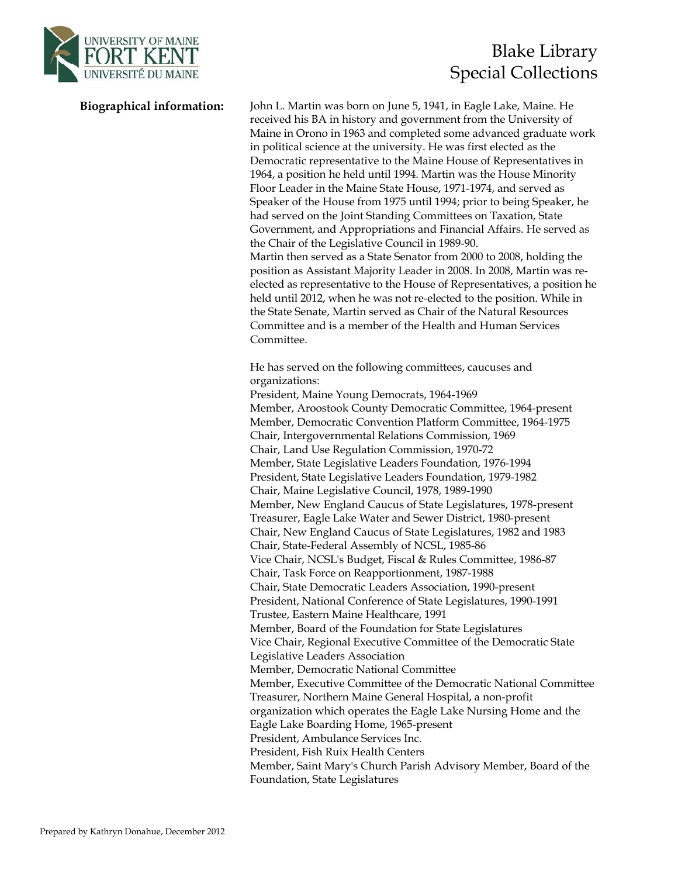**Biographical information:**

John L. Martin was born on June 5, 1941, in Eagle Lake, Maine. He received his BA in history and government from the University of Maine in Orono in 1963 and completed some advanced graduate work in political science at the university. He was first elected as the Democratic representative to the Maine House of Representatives in 1964, a position he held until 1994. Martin was the House Minority Floor Leader in the Maine State House, 1971-1974, and served as Speaker of the House from 1975 until 1994; prior to being Speaker, he had served on the Joint Standing Committees on Taxation, State Government, and Appropriations and Financial Affairs. He served as the Chair of the Legislative Council in 1989-90.
Martin then served as a State Senator from 2000 to 2008, holding the position as Assistant Majority Leader in 2008. In 2008, Martin was re-elected as representative to the House of Representatives, a position he held until 2012, when he was not re-elected to the position. While in the State Senate, Martin served as Chair of the Natural Resources Committee and is a member of the Health and Human Services Committee.

He has served on the following committees, caucuses and organizations:
President, Maine Young Democrats, 1964-1969
Member, Aroostook County Democratic Committee, 1964-present
Member, Democratic Convention Platform Committee, 1964-1975
Chair, Intergovernmental Relations Commission, 1969
Chair, Land Use Regulation Commission, 1970-72
Member, State Legislative Leaders Foundation, 1976-1994
President, State Legislative Leaders Foundation, 1979-1982
Chair, Maine Legislative Council, 1978, 1989-1990
Member, New England Caucus of State Legislatures, 1978-present
Treasurer, Eagle Lake Water and Sewer District, 1980-present
Chair, New England Caucus of State Legislatures, 1982 and 1983
Chair, State-Federal Assembly of NCSL, 1985-86
Vice Chair, NCSL's Budget, Fiscal & Rules Committee, 1986-87
Chair, Task Force on Reapportionment, 1987-1988
Chair, State Democratic Leaders Association, 1990-present
President, National Conference of State Legislatures, 1990-1991
Trustee, Eastern Maine Healthcare, 1991
Member, Board of the Foundation for State Legislatures
Vice Chair, Regional Executive Committee of the Democratic State Legislative Leaders Association
Member, Democratic National Committee
Member, Executive Committee of the Democratic National Committee
Treasurer, Northern Maine General Hospital, a non-profit organization which operates the Eagle Lake Nursing Home and the Eagle Lake Boarding Home, 1965-present
President, Ambulance Services Inc.
President, Fish Ruix Health Centers
Member, Saint Mary's Church Parish Advisory Member, Board of the Foundation, State Legislatures

Prepared by Kathryn Donahue, December 2012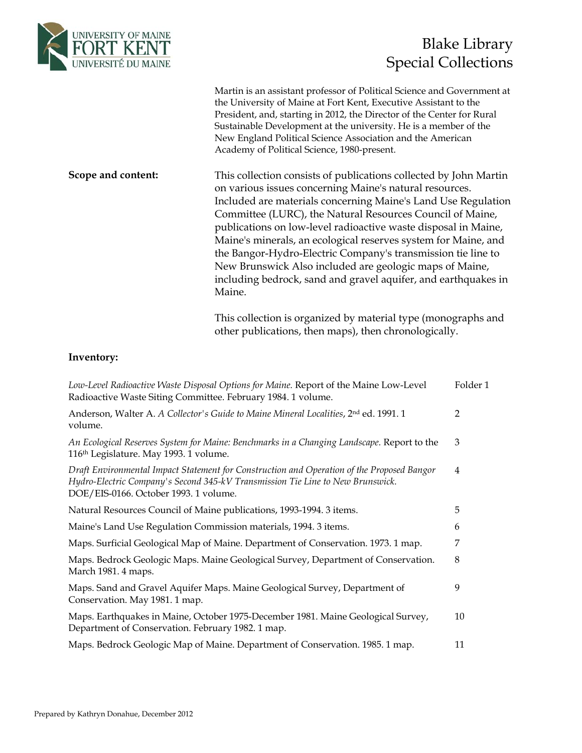Martin is an assistant professor of Political Science and Government at the University of Maine at Fort Kent, Executive Assistant to the President, and, starting in 2012, the Director of the Center for Rural Sustainable Development at the university. He is a member of the New England Political Science Association and the American Academy of Political Science, 1980-present.

**Scope and content:**

This collection consists of publications collected by John Martin on various issues concerning Maine's natural resources. Included are materials concerning Maine's Land Use Regulation Committee (LURC), the Natural Resources Council of Maine, publications on low-level radioactive waste disposal in Maine, Maine's minerals, an ecological reserves system for Maine, and the Bangor-Hydro-Electric Company's transmission tie line to New Brunswick Also included are geologic maps of Maine, including bedrock, sand and gravel aquifer, and earthquakes in Maine.

This collection is organized by material type (monographs and other publications, then maps), then chronologically.

**Inventory:**

| | |
|---|---|
| *Low-Level Radioactive Waste Disposal Options for Maine.* Report of the Maine Low-Level Radioactive Waste Siting Committee. February 1984. 1 volume. | Folder 1 |
| Anderson, Walter A. *A Collector's Guide to Maine Mineral Localities*, 2nd ed. 1991. 1 volume. | 2 |
| *An Ecological Reserves System for Maine: Benchmarks in a Changing Landscape.* Report to the 116th Legislature. May 1993. 1 volume. | 3 |
| *Draft Environmental Impact Statement for Construction and Operation of the Proposed Bangor Hydro-Electric Company's Second 345-kV Transmission Tie Line to New Brunswick.* DOE/EIS-0166. October 1993. 1 volume. | 4 |
| Natural Resources Council of Maine publications, 1993-1994. 3 items. | 5 |
| Maine's Land Use Regulation Commission materials, 1994. 3 items. | 6 |
| Maps. Surficial Geological Map of Maine. Department of Conservation. 1973. 1 map. | 7 |
| Maps. Bedrock Geologic Maps. Maine Geological Survey, Department of Conservation. March 1981. 4 maps. | 8 |
| Maps. Sand and Gravel Aquifer Maps. Maine Geological Survey, Department of Conservation. May 1981. 1 map. | 9 |
| Maps. Earthquakes in Maine, October 1975-December 1981. Maine Geological Survey, Department of Conservation. February 1982. 1 map. | 10 |
| Maps. Bedrock Geologic Map of Maine. Department of Conservation. 1985. 1 map. | 11 |

Prepared by Kathryn Donahue, December 2012